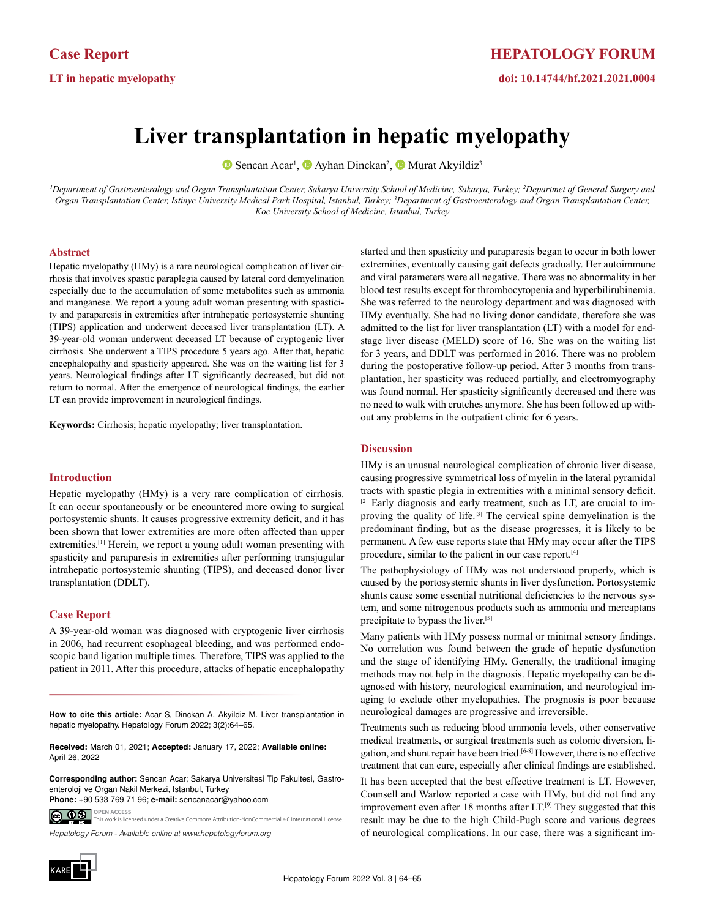Case Report

LT in hepatic myelopathy

doi: 10.14744/hf.2021.2021.0004

# Liver transplantation in hepatic myelopathy

Sencan Acar[1], Ayhan Dinckan[2], Murat Akyildiz[3]

*[1]Department of Gastroenterology and Organ Transplantation Center, Sakarya University School of Medicine, Sakarya, Turkey; [2]Departmet of General Surgery and Organ Transplantation Center, Istinye University Medical Park Hospital, Istanbul, Turkey; [3]Department of Gastroenterology and Organ Transplantation Center, Koc University School of Medicine, Istanbul, Turkey*

## Abstract

Hepatic myelopathy (HMy) is a rare neurological complication of liver cirrhosis that involves spastic paraplegia caused by lateral cord demyelination especially due to the accumulation of some metabolites such as ammonia and manganese. We report a young adult woman presenting with spasticity and paraparesis in extremities after intrahepatic portosystemic shunting (TIPS) application and underwent deceased liver transplantation (LT). A 39-year-old woman underwent deceased LT because of cryptogenic liver cirrhosis. She underwent a TIPS procedure 5 years ago. After that, hepatic encephalopathy and spasticity appeared. She was on the waiting list for 3 years. Neurological findings after LT significantly decreased, but did not return to normal. After the emergence of neurological findings, the earlier LT can provide improvement in neurological findings.

**Keywords:** Cirrhosis; hepatic myelopathy; liver transplantation.

## Introduction

Hepatic myelopathy (HMy) is a very rare complication of cirrhosis. It can occur spontaneously or be encountered more owing to surgical portosystemic shunts. It causes progressive extremity deficit, and it has been shown that lower extremities are more often affected than upper extremities.[1] Herein, we report a young adult woman presenting with spasticity and paraparesis in extremities after performing transjugular intrahepatic portosystemic shunting (TIPS), and deceased donor liver transplantation (DDLT).

## Case Report

A 39-year-old woman was diagnosed with cryptogenic liver cirrhosis in 2006, had recurrent esophageal bleeding, and was performed endoscopic band ligation multiple times. Therefore, TIPS was applied to the patient in 2011. After this procedure, attacks of hepatic encephalopathy started and then spasticity and paraparesis began to occur in both lower extremities, eventually causing gait defects gradually. Her autoimmune and viral parameters were all negative. There was no abnormality in her blood test results except for thrombocytopenia and hyperbilirubinemia. She was referred to the neurology department and was diagnosed with HMy eventually. She had no living donor candidate, therefore she was admitted to the list for liver transplantation (LT) with a model for end-stage liver disease (MELD) score of 16. She was on the waiting list for 3 years, and DDLT was performed in 2016. There was no problem during the postoperative follow-up period. After 3 months from transplantation, her spasticity was reduced partially, and electromyography was found normal. Her spasticity significantly decreased and there was no need to walk with crutches anymore. She has been followed up without any problems in the outpatient clinic for 6 years.

## Discussion

HMy is an unusual neurological complication of chronic liver disease, causing progressive symmetrical loss of myelin in the lateral pyramidal tracts with spastic plegia in extremities with a minimal sensory deficit.[2] Early diagnosis and early treatment, such as LT, are crucial to improving the quality of life.[3] The cervical spine demyelination is the predominant finding, but as the disease progresses, it is likely to be permanent. A few case reports state that HMy may occur after the TIPS procedure, similar to the patient in our case report.[4]

The pathophysiology of HMy was not understood properly, which is caused by the portosystemic shunts in liver dysfunction. Portosystemic shunts cause some essential nutritional deficiencies to the nervous system, and some nitrogenous products such as ammonia and mercaptans precipitate to bypass the liver.[5]

Many patients with HMy possess normal or minimal sensory findings. No correlation was found between the grade of hepatic dysfunction and the stage of identifying HMy. Generally, the traditional imaging methods may not help in the diagnosis. Hepatic myelopathy can be diagnosed with history, neurological examination, and neurological imaging to exclude other myelopathies. The prognosis is poor because neurological damages are progressive and irreversible.

Treatments such as reducing blood ammonia levels, other conservative medical treatments, or surgical treatments such as colonic diversion, ligation, and shunt repair have been tried.[6-8] However, there is no effective treatment that can cure, especially after clinical findings are established.

It has been accepted that the best effective treatment is LT. However, Counsell and Warlow reported a case with HMy, but did not find any improvement even after 18 months after LT.[9] They suggested that this result may be due to the high Child-Pugh score and various degrees of neurological complications. In our case, there was a significant im-

**How to cite this article:** Acar S, Dinckan A, Akyildiz M. Liver transplantation in hepatic myelopathy. Hepatology Forum 2022; 3(2):64–65.

**Received:** March 01, 2021; **Accepted:** January 17, 2022; **Available online:** April 26, 2022

**Corresponding author:** Sencan Acar; Sakarya Universitesi Tip Fakultesi, Gastroenteroloji ve Organ Nakil Merkezi, Istanbul, Turkey
**Phone:** +90 533 769 71 96; **e-mail:** sencanacar@yahoo.com

OPEN ACCESS This work is licensed under a Creative Commons Attribution-NonCommercial 4.0 International License.

*Hepatology Forum - Available online at www.hepatologyforum.org*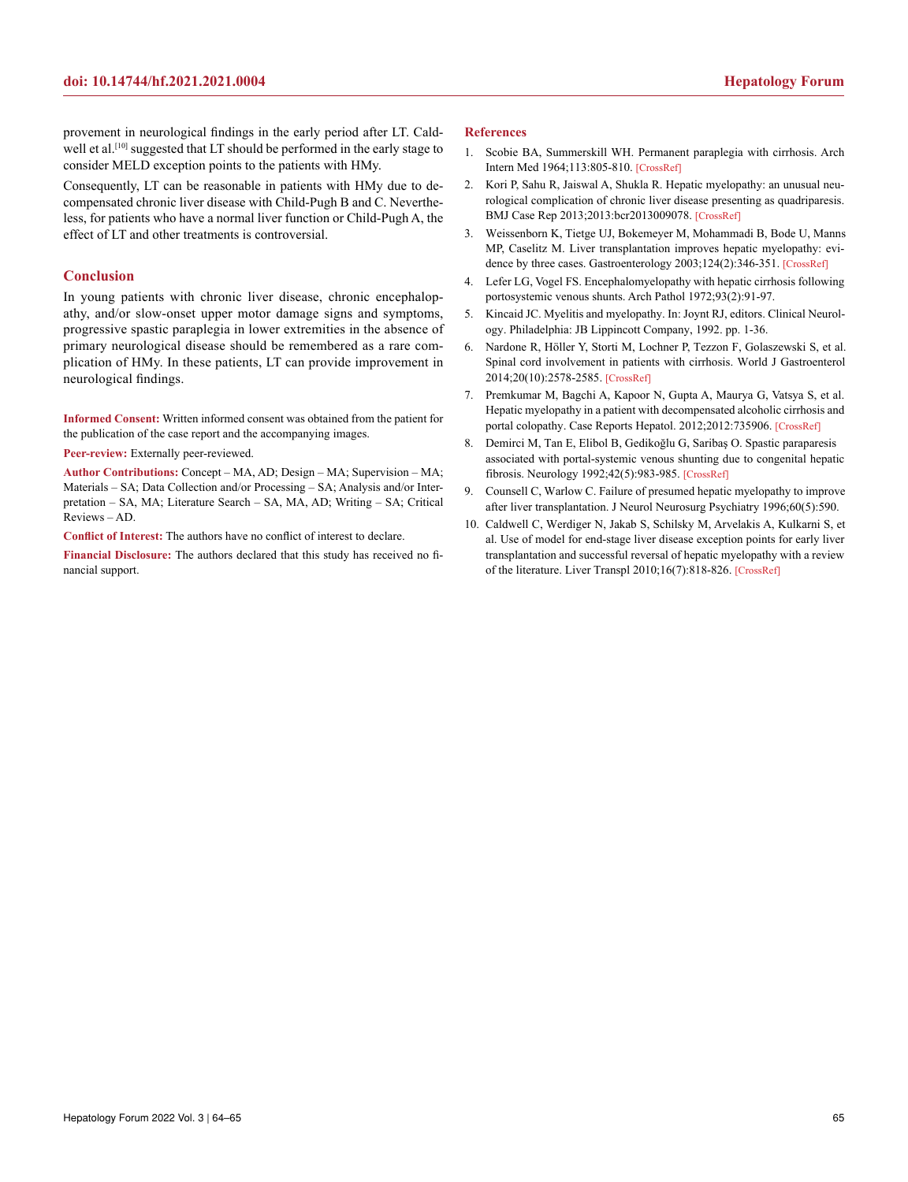provement in neurological findings in the early period after LT. Caldwell et al.[10] suggested that LT should be performed in the early stage to consider MELD exception points to the patients with HMy.

Consequently, LT can be reasonable in patients with HMy due to decompensated chronic liver disease with Child-Pugh B and C. Nevertheless, for patients who have a normal liver function or Child-Pugh A, the effect of LT and other treatments is controversial.

## Conclusion

In young patients with chronic liver disease, chronic encephalopathy, and/or slow-onset upper motor damage signs and symptoms, progressive spastic paraplegia in lower extremities in the absence of primary neurological disease should be remembered as a rare complication of HMy. In these patients, LT can provide improvement in neurological findings.

**Informed Consent:** Written informed consent was obtained from the patient for the publication of the case report and the accompanying images.

**Peer-review:** Externally peer-reviewed.

**Author Contributions:** Concept – MA, AD; Design – MA; Supervision – MA; Materials – SA; Data Collection and/or Processing – SA; Analysis and/or Interpretation – SA, MA; Literature Search – SA, MA, AD; Writing – SA; Critical Reviews – AD.

**Conflict of Interest:** The authors have no conflict of interest to declare.

**Financial Disclosure:** The authors declared that this study has received no financial support.

## References

1. Scobie BA, Summerskill WH. Permanent paraplegia with cirrhosis. Arch Intern Med 1964;113:805-810. [CrossRef]
2. Kori P, Sahu R, Jaiswal A, Shukla R. Hepatic myelopathy: an unusual neurological complication of chronic liver disease presenting as quadriparesis. BMJ Case Rep 2013;2013:bcr2013009078. [CrossRef]
3. Weissenborn K, Tietge UJ, Bokemeyer M, Mohammadi B, Bode U, Manns MP, Caselitz M. Liver transplantation improves hepatic myelopathy: evidence by three cases. Gastroenterology 2003;124(2):346-351. [CrossRef]
4. Lefer LG, Vogel FS. Encephalomyelopathy with hepatic cirrhosis following portosystemic venous shunts. Arch Pathol 1972;93(2):91-97.
5. Kincaid JC. Myelitis and myelopathy. In: Joynt RJ, editors. Clinical Neurology. Philadelphia: JB Lippincott Company, 1992. pp. 1-36.
6. Nardone R, Höller Y, Storti M, Lochner P, Tezzon F, Golaszewski S, et al. Spinal cord involvement in patients with cirrhosis. World J Gastroenterol 2014;20(10):2578-2585. [CrossRef]
7. Premkumar M, Bagchi A, Kapoor N, Gupta A, Maurya G, Vatsya S, et al. Hepatic myelopathy in a patient with decompensated alcoholic cirrhosis and portal colopathy. Case Reports Hepatol. 2012;2012:735906. [CrossRef]
8. Demirci M, Tan E, Elibol B, Gedikoğlu G, Saribaş O. Spastic paraparesis associated with portal-systemic venous shunting due to congenital hepatic fibrosis. Neurology 1992;42(5):983-985. [CrossRef]
9. Counsell C, Warlow C. Failure of presumed hepatic myelopathy to improve after liver transplantation. J Neurol Neurosurg Psychiatry 1996;60(5):590.
10. Caldwell C, Werdiger N, Jakab S, Schilsky M, Arvelakis A, Kulkarni S, et al. Use of model for end-stage liver disease exception points for early liver transplantation and successful reversal of hepatic myelopathy with a review of the literature. Liver Transpl 2010;16(7):818-826. [CrossRef]